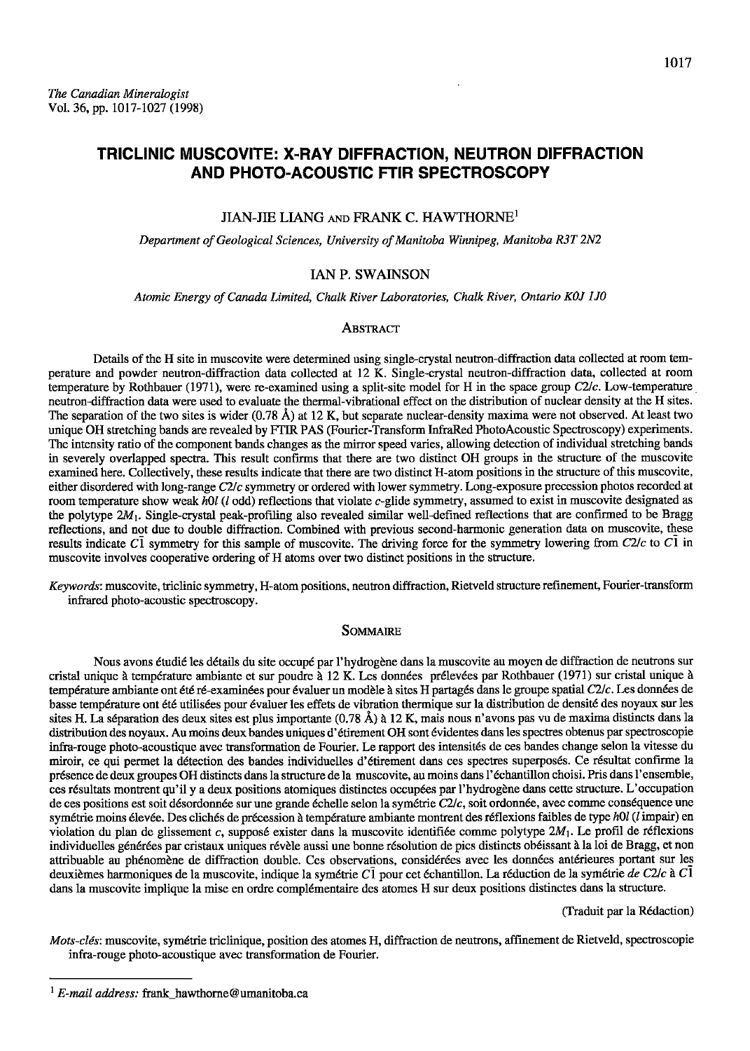*The Canadian Mineralogist*
Vol. 36, pp. 1017-1027 (1998)

# TRICLINIC MUSCOVITE: X-RAY DIFFRACTION, NEUTRON DIFFRACTION AND PHOTO-ACOUSTIC FTIR SPECTROSCOPY

JIAN-JIE LIANG AND FRANK C. HAWTHORNE[1]

*Department of Geological Sciences, University of Manitoba Winnipeg, Manitoba R3T 2N2*

IAN P. SWAINSON

*Atomic Energy of Canada Limited, Chalk River Laboratories, Chalk River, Ontario K0J 1J0*

## Abstract

Details of the H site in muscovite were determined using single-crystal neutron-diffraction data collected at room temperature and powder neutron-diffraction data collected at 12 K. Single-crystal neutron-diffraction data, collected at room temperature by Rothbauer (1971), were re-examined using a split-site model for H in the space group *C*2/*c*. Low-temperature neutron-diffraction data were used to evaluate the thermal-vibrational effect on the distribution of nuclear density at the H sites. The separation of the two sites is wider (0.78 Å) at 12 K, but separate nuclear-density maxima were not observed. At least two unique OH stretching bands are revealed by FTIR PAS (Fourier-Transform InfraRed PhotoAcoustic Spectroscopy) experiments. The intensity ratio of the component bands changes as the mirror speed varies, allowing detection of individual stretching bands in severely overlapped spectra. This result confirms that there are two distinct OH groups in the structure of the muscovite examined here. Collectively, these results indicate that there are two distinct H-atom positions in the structure of this muscovite, either disordered with long-range *C*2/*c* symmetry or ordered with lower symmetry. Long-exposure precession photos recorded at room temperature show weak *h*0*l* (*l* odd) reflections that violate *c*-glide symmetry, assumed to exist in muscovite designated as the polytype $2M_1$. Single-crystal peak-profiling also revealed similar well-defined reflections that are confirmed to be Bragg reflections, and not due to double diffraction. Combined with previous second-harmonic generation data on muscovite, these results indicate $C\bar{1}$ symmetry for this sample of muscovite. The driving force for the symmetry lowering from *C*2/*c* to $C\bar{1}$ in muscovite involves cooperative ordering of H atoms over two distinct positions in the structure.

*Keywords*: muscovite, triclinic symmetry, H-atom positions, neutron diffraction, Rietveld structure refinement, Fourier-transform infrared photo-acoustic spectroscopy.

## Sommaire

Nous avons étudié les détails du site occupé par l'hydrogène dans la muscovite au moyen de diffraction de neutrons sur cristal unique à température ambiante et sur poudre à 12 K. Les données prélevées par Rothbauer (1971) sur cristal unique à température ambiante ont été ré-examinées pour évaluer un modèle à sites H partagés dans le groupe spatial *C*2/*c*. Les données de basse température ont été utilisées pour évaluer les effets de vibration thermique sur la distribution de densité des noyaux sur les sites H. La séparation des deux sites est plus importante (0.78 Å) à 12 K, mais nous n'avons pas vu de maxima distincts dans la distribution des noyaux. Au moins deux bandes uniques d'étirement OH sont évidentes dans les spectres obtenus par spectroscopie infra-rouge photo-acoustique avec transformation de Fourier. Le rapport des intensités de ces bandes change selon la vitesse du miroir, ce qui permet la détection des bandes individuelles d'étirement dans ces spectres superposés. Ce résultat confirme la présence de deux groupes OH distincts dans la structure de la muscovite, au moins dans l'échantillon choisi. Pris dans l'ensemble, ces résultats montrent qu'il y a deux positions atomiques distinctes occupées par l'hydrogène dans cette structure. L'occupation de ces positions est soit désordonnée sur une grande échelle selon la symétrie *C*2/*c*, soit ordonnée, avec comme conséquence une symétrie moins élevée. Des clichés de précession à température ambiante montrent des réflexions faibles de type *h*0*l* (*l* impair) en violation du plan de glissement *c*, supposé exister dans la muscovite identifiée comme polytype $2M_1$. Le profil de réflexions individuelles générées par cristaux uniques révèle aussi une bonne résolution de pics distincts obéissant à la loi de Bragg, et non attribuable au phénomène de diffraction double. Ces observations, considérées avec les données antérieures portant sur les deuxièmes harmoniques de la muscovite, indique la symétrie $C\bar{1}$ pour cet échantillon. La réduction de la symétrie *de C*2/*c* à $C\bar{1}$ dans la muscovite implique la mise en ordre complémentaire des atomes H sur deux positions distinctes dans la structure.

(Traduit par la Rédaction)

*Mots-clés*: muscovite, symétrie triclinique, position des atomes H, diffraction de neutrons, affinement de Rietveld, spectroscopie infra-rouge photo-acoustique avec transformation de Fourier.

---

[1] *E-mail address:* frank_hawthorne@umanitoba.ca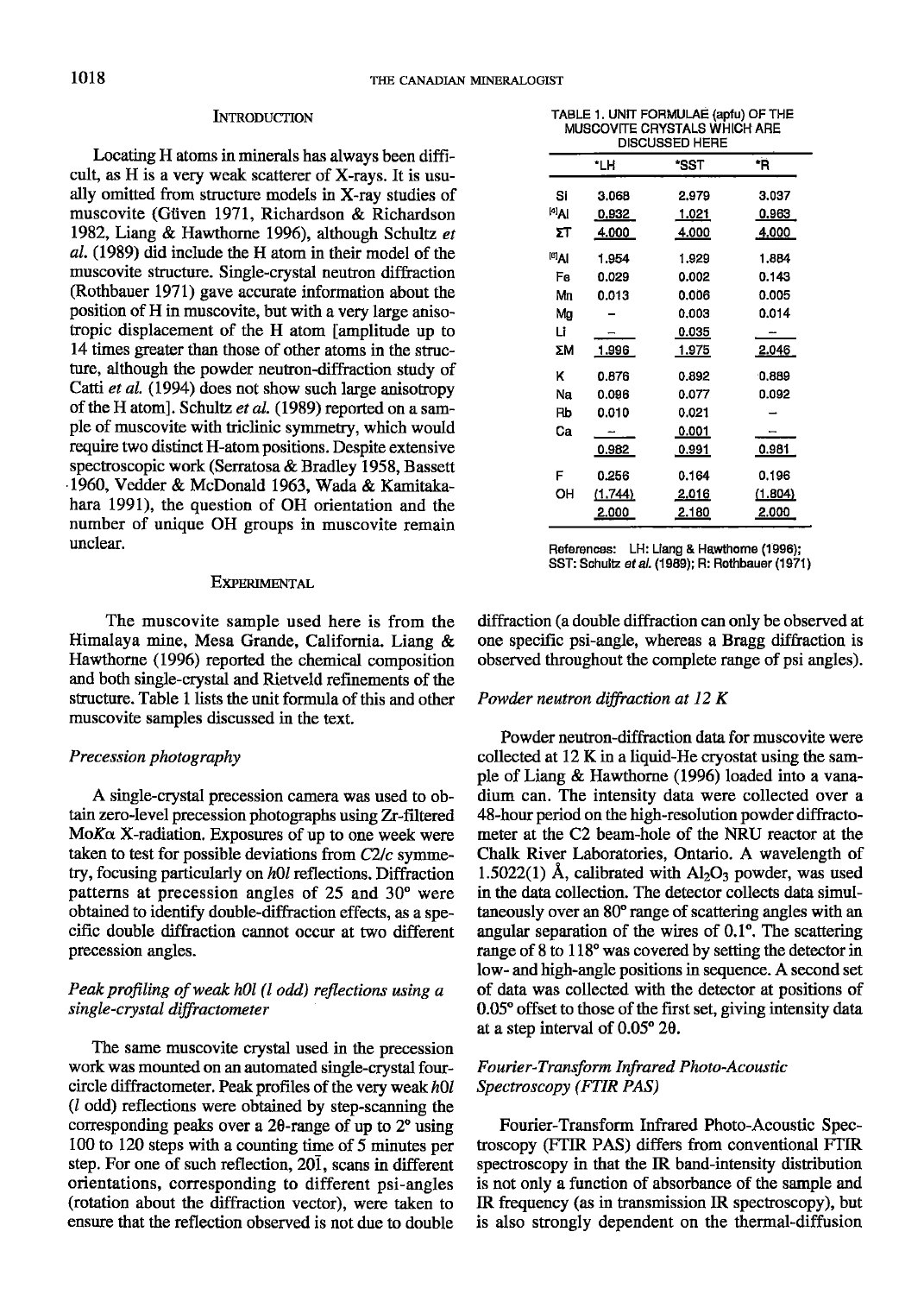## Introduction

Locating H atoms in minerals has always been difficult, as H is a very weak scatterer of X-rays. It is usually omitted from structure models in X-ray studies of muscovite (Güven 1971, Richardson & Richardson 1982, Liang & Hawthorne 1996), although Schultz *et al.* (1989) did include the H atom in their model of the muscovite structure. Single-crystal neutron diffraction (Rothbauer 1971) gave accurate information about the position of H in muscovite, but with a very large anisotropic displacement of the H atom [amplitude up to 14 times greater than those of other atoms in the structure, although the powder neutron-diffraction study of Catti *et al.* (1994) does not show such large anisotropy of the H atom]. Schultz *et al.* (1989) reported on a sample of muscovite with triclinic symmetry, which would require two distinct H-atom positions. Despite extensive spectroscopic work (Serratosa & Bradley 1958, Bassett 1960, Vedder & McDonald 1963, Wada & Kamitakahara 1991), the question of OH orientation and the number of unique OH groups in muscovite remain unclear.

TABLE 1. UNIT FORMULAE (apfu) OF THE MUSCOVITE CRYSTALS WHICH ARE DISCUSSED HERE

| | *LH | *SST | *R |
|---|---|---|---|
| Si | 3.068 | 2.979 | 3.037 |
| $^{[4]}Al$ | 0.932 | 1.021 | 0.963 |
| ΣT | 4.000 | 4.000 | 4.000 |
| $^{[6]}Al$ | 1.954 | 1.929 | 1.884 |
| Fe | 0.029 | 0.002 | 0.143 |
| Mn | 0.013 | 0.006 | 0.005 |
| Mg | – | 0.003 | 0.014 |
| Li | – | 0.035 | – |
| ΣM | 1.996 | 1.975 | 2.046 |
| K | 0.876 | 0.892 | 0.889 |
| Na | 0.096 | 0.077 | 0.092 |
| Rb | 0.010 | 0.021 | – |
| Ca | – | 0.001 | – |
| | 0.982 | 0.991 | 0.981 |
| F | 0.256 | 0.164 | 0.196 |
| OH | (1.744) | 2.016 | (1.804) |
| | 2.000 | 2.180 | 2.000 |

References: LH: Liang & Hawthorne (1996); SST: Schultz *et al.* (1989); R: Rothbauer (1971)

## Experimental

The muscovite sample used here is from the Himalaya mine, Mesa Grande, California. Liang & Hawthorne (1996) reported the chemical composition and both single-crystal and Rietveld refinements of the structure. Table 1 lists the unit formula of this and other muscovite samples discussed in the text.

### *Precession photography*

A single-crystal precession camera was used to obtain zero-level precession photographs using Zr-filtered Mo$K\alpha$ X-radiation. Exposures of up to one week were taken to test for possible deviations from $C2/c$ symmetry, focusing particularly on $h0l$ reflections. Diffraction patterns at precession angles of 25 and 30° were obtained to identify double-diffraction effects, as a specific double diffraction cannot occur at two different precession angles.

### *Peak profiling of weak h0l (l odd) reflections using a single-crystal diffractometer*

The same muscovite crystal used in the precession work was mounted on an automated single-crystal four-circle diffractometer. Peak profiles of the very weak $h0l$ ($l$ odd) reflections were obtained by step-scanning the corresponding peaks over a 2θ-range of up to 2° using 100 to 120 steps with a counting time of 5 minutes per step. For one of such reflection, $20\bar{1}$, scans in different orientations, corresponding to different psi-angles (rotation about the diffraction vector), were taken to ensure that the reflection observed is not due to double diffraction (a double diffraction can only be observed at one specific psi-angle, whereas a Bragg diffraction is observed throughout the complete range of psi angles).

### *Powder neutron diffraction at 12 K*

Powder neutron-diffraction data for muscovite were collected at 12 K in a liquid-He cryostat using the sample of Liang & Hawthorne (1996) loaded into a vanadium can. The intensity data were collected over a 48-hour period on the high-resolution powder diffractometer at the C2 beam-hole of the NRU reactor at the Chalk River Laboratories, Ontario. A wavelength of 1.5022(1) Å, calibrated with $Al_2O_3$ powder, was used in the data collection. The detector collects data simultaneously over an 80° range of scattering angles with an angular separation of the wires of 0.1°. The scattering range of 8 to 118° was covered by setting the detector in low- and high-angle positions in sequence. A second set of data was collected with the detector at positions of 0.05° offset to those of the first set, giving intensity data at a step interval of 0.05° 2θ.

### *Fourier-Transform Infrared Photo-Acoustic Spectroscopy (FTIR PAS)*

Fourier-Transform Infrared Photo-Acoustic Spectroscopy (FTIR PAS) differs from conventional FTIR spectroscopy in that the IR band-intensity distribution is not only a function of absorbance of the sample and IR frequency (as in transmission IR spectroscopy), but is also strongly dependent on the thermal-diffusion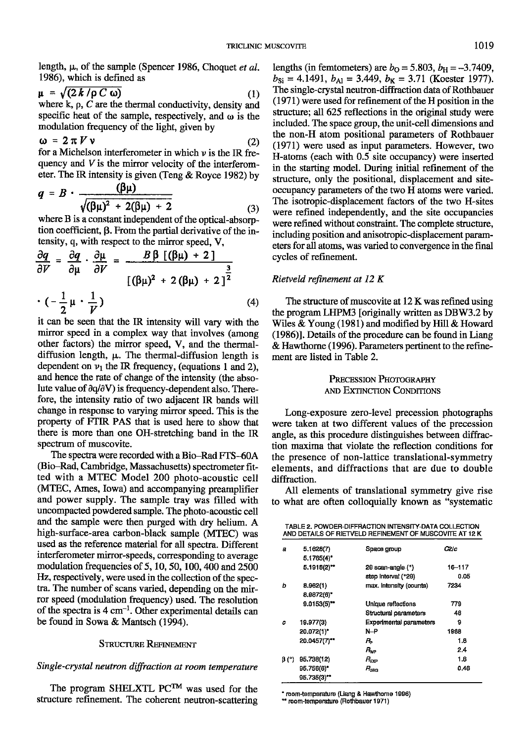length, μ, of the sample (Spencer 1986, Choquet *et al.* 1986), which is defined as

$$\mu = \sqrt{(2k/\rho C \omega)} \tag{1}$$

where k, ρ, C are the thermal conductivity, density and specific heat of the sample, respectively, and ω is the modulation frequency of the light, given by

$$\omega = 2\pi V \nu \tag{2}$$

for a Michelson interferometer in which ν is the IR frequency and $V$ is the mirror velocity of the interferometer. The IR intensity is given (Teng & Royce 1982) by

$$q = B \cdot \frac{(\beta\mu)}{\sqrt{(\beta\mu)^2 + 2(\beta\mu) + 2}} \tag{3}$$

where B is a constant independent of the optical-absorption coefficient, β. From the partial derivative of the intensity, q, with respect to the mirror speed, V,

$$\frac{\partial q}{\partial V} = \frac{\partial q}{\partial \mu} \cdot \frac{\partial \mu}{\partial V} = \frac{B\beta\,[(\beta\mu) + 2]}{[(\beta\mu)^2 + 2(\beta\mu) + 2]^{\frac{3}{2}}} \cdot \left(-\frac{1}{2}\mu \cdot \frac{1}{V}\right) \tag{4}$$

it can be seen that the IR intensity will vary with the mirror speed in a complex way that involves (among other factors) the mirror speed, V, and the thermal-diffusion length, μ. The thermal-diffusion length is dependent on $\nu_1$ the IR frequency, (equations 1 and 2), and hence the rate of change of the intensity (the absolute value of ∂q/∂V) is frequency-dependent also. Therefore, the intensity ratio of two adjacent IR bands will change in response to varying mirror speed. This is the property of FTIR PAS that is used here to show that there is more than one OH-stretching band in the IR spectrum of muscovite.

The spectra were recorded with a Bio–Rad FTS–60A (Bio–Rad, Cambridge, Massachusetts) spectrometer fitted with a MTEC Model 200 photo-acoustic cell (MTEC, Ames, Iowa) and accompanying preamplifier and power supply. The sample tray was filled with uncompacted powdered sample. The photo-acoustic cell and the sample were then purged with dry helium. A high-surface-area carbon-black sample (MTEC) was used as the reference material for all spectra. Different interferometer mirror-speeds, corresponding to average modulation frequencies of 5, 10, 50, 100, 400 and 2500 Hz, respectively, were used in the collection of the spectra. The number of scans varied, depending on the mirror speed (modulation frequency) used. The resolution of the spectra is 4 $cm^{-1}$. Other experimental details can be found in Sowa & Mantsch (1994).

## Structure Refinement

### *Single-crystal neutron diffraction at room temperature*

The program SHELXTL PC™ was used for the structure refinement. The coherent neutron-scattering lengths (in femtometers) are $b_O = 5.803$, $b_H = -3.7409$, $b_{Si} = 4.1491$, $b_{Al} = 3.449$, $b_K = 3.71$ (Koester 1977). The single-crystal neutron-diffraction data of Rothbauer (1971) were used for refinement of the H position in the structure; all 625 reflections in the original study were included. The space group, the unit-cell dimensions and the non-H atom positional parameters of Rothbauer (1971) were used as input parameters. However, two H-atoms (each with 0.5 site occupancy) were inserted in the starting model. During initial refinement of the structure, only the positional, displacement and site-occupancy parameters of the two H atoms were varied. The isotropic-displacement factors of the two H-sites were refined independently, and the site occupancies were refined without constraint. The complete structure, including position and anisotropic-displacement parameters for all atoms, was varied to convergence in the final cycles of refinement.

### *Rietveld refinement at 12 K*

The structure of muscovite at 12 K was refined using the program LHPM3 [originally written as DBW3.2 by Wiles & Young (1981) and modified by Hill & Howard (1986)]. Details of the procedure can be found in Liang & Hawthorne (1996). Parameters pertinent to the refinement are listed in Table 2.

## Precession Photography and Extinction Conditions

Long-exposure zero-level precession photographs were taken at two different values of the precession angle, as this procedure distinguishes between diffraction maxima that violate the reflection conditions for the presence of non-lattice translational-symmetry elements, and diffractions that are due to double diffraction.

All elements of translational symmetry give rise to what are often colloquially known as "systematic

TABLE 2. POWDER-DIFFRACTION INTENSITY-DATA COLLECTION AND DETAILS OF RIETVELD REFINEMENT OF MUSCOVITE AT 12 K

| | | | |
|---|---|---|---|
| *a* | 5.1628(7) | Space group | *C*2/*c* |
| | 5.1765(4)* | | |
| | 5.1918(2)** | 2θ scan-angle (°) | 16–117 |
| | | step interval (°2θ) | 0.05 |
| *b* | 8.962(1) | max. intensity (counts) | 7234 |
| | 8.9872(6)* | | |
| | 9.0153(5)** | Unique reflections | 779 |
| | | Structural parameters | 48 |
| *c* | 19.977(3) | Experimental parameters | 9 |
| | 20.072(1)* | N–P | 1968 |
| | 20.0457(7)** | $R_P$ | 1.8 |
| | | $R_{WP}$ | 2.4 |
| β (°) | 95.738(12) | $R_{EXP}$ | 1.6 |
| | 95.756(6)* | $R_{BRG}$ | 0.46 |
| | 95.735(3)** | | |

\* room-temperature (Liang & Hawthorne 1996)
\*\* room-temperature (Rothbauer 1971)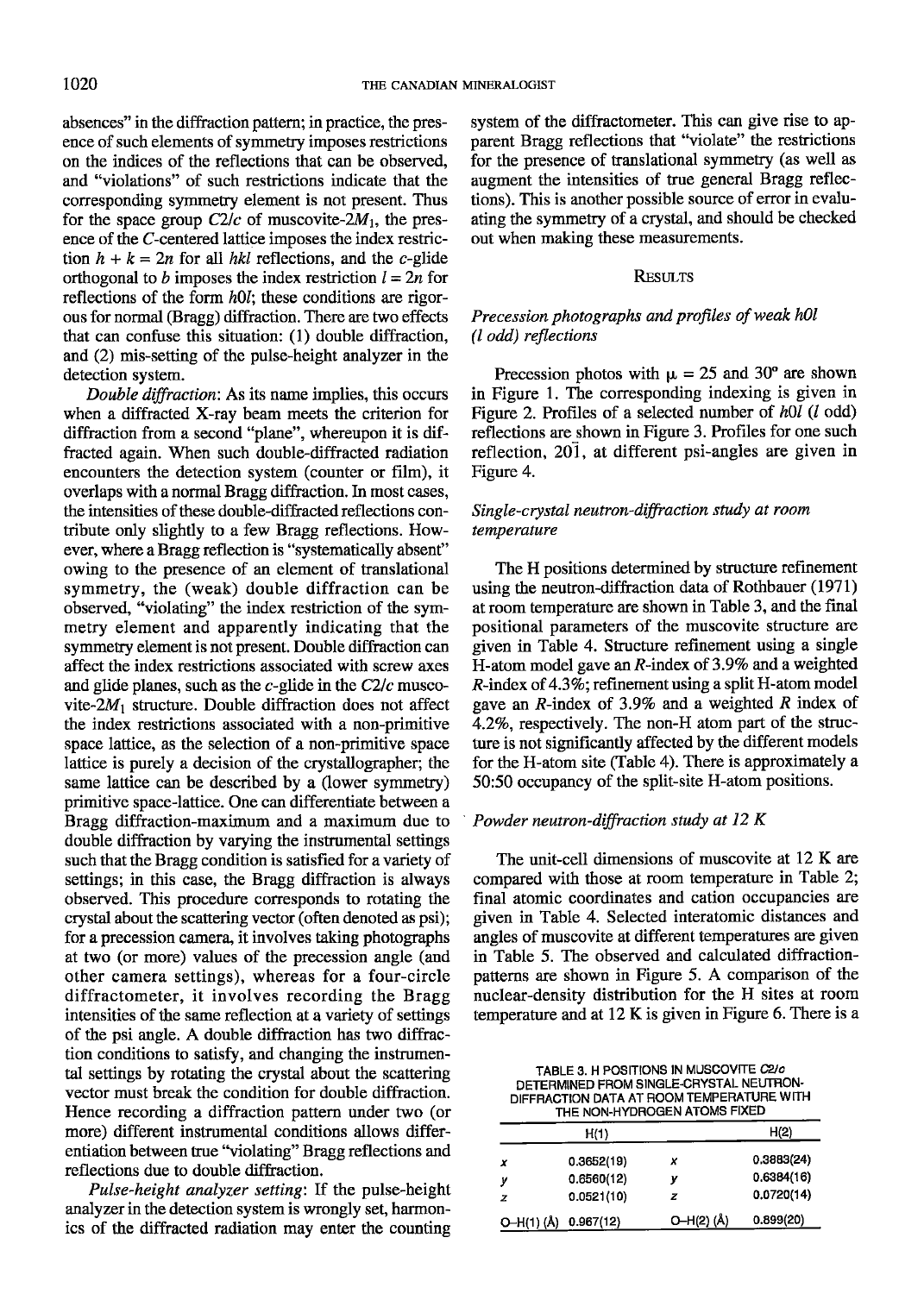absences" in the diffraction pattern; in practice, the presence of such elements of symmetry imposes restrictions on the indices of the reflections that can be observed, and "violations" of such restrictions indicate that the corresponding symmetry element is not present. Thus for the space group $C2/c$ of muscovite-$2M_1$, the presence of the $C$-centered lattice imposes the index restriction $h + k = 2n$ for all $hkl$ reflections, and the $c$-glide orthogonal to $b$ imposes the index restriction $l = 2n$ for reflections of the form $h0l$; these conditions are rigorous for normal (Bragg) diffraction. There are two effects that can confuse this situation: (1) double diffraction, and (2) mis-setting of the pulse-height analyzer in the detection system.

*Double diffraction*: As its name implies, this occurs when a diffracted X-ray beam meets the criterion for diffraction from a second "plane", whereupon it is diffracted again. When such double-diffracted radiation encounters the detection system (counter or film), it overlaps with a normal Bragg diffraction. In most cases, the intensities of these double-diffracted reflections contribute only slightly to a few Bragg reflections. However, where a Bragg reflection is "systematically absent" owing to the presence of an element of translational symmetry, the (weak) double diffraction can be observed, "violating" the index restriction of the symmetry element and apparently indicating that the symmetry element is not present. Double diffraction can affect the index restrictions associated with screw axes and glide planes, such as the $c$-glide in the $C2/c$ muscovite-$2M_1$ structure. Double diffraction does not affect the index restrictions associated with a non-primitive space lattice, as the selection of a non-primitive space lattice is purely a decision of the crystallographer; the same lattice can be described by a (lower symmetry) primitive space-lattice. One can differentiate between a Bragg diffraction-maximum and a maximum due to double diffraction by varying the instrumental settings such that the Bragg condition is satisfied for a variety of settings; in this case, the Bragg diffraction is always observed. This procedure corresponds to rotating the crystal about the scattering vector (often denoted as psi); for a precession camera, it involves taking photographs at two (or more) values of the precession angle (and other camera settings), whereas for a four-circle diffractometer, it involves recording the Bragg intensities of the same reflection at a variety of settings of the psi angle. A double diffraction has two diffraction conditions to satisfy, and changing the instrumental settings by rotating the crystal about the scattering vector must break the condition for double diffraction. Hence recording a diffraction pattern under two (or more) different instrumental conditions allows differentiation between true "violating" Bragg reflections and reflections due to double diffraction.

*Pulse-height analyzer setting*: If the pulse-height analyzer in the detection system is wrongly set, harmonics of the diffracted radiation may enter the counting system of the diffractometer. This can give rise to apparent Bragg reflections that "violate" the restrictions for the presence of translational symmetry (as well as augment the intensities of true general Bragg reflections). This is another possible source of error in evaluating the symmetry of a crystal, and should be checked out when making these measurements.

## RESULTS

### *Precession photographs and profiles of weak h0l (l odd) reflections*

Precession photos with $\mu$ = 25 and 30° are shown in Figure 1. The corresponding indexing is given in Figure 2. Profiles of a selected number of $h0l$ ($l$ odd) reflections are shown in Figure 3. Profiles for one such reflection, $20\bar{1}$, at different psi-angles are given in Figure 4.

### *Single-crystal neutron-diffraction study at room temperature*

The H positions determined by structure refinement using the neutron-diffraction data of Rothbauer (1971) at room temperature are shown in Table 3, and the final positional parameters of the muscovite structure are given in Table 4. Structure refinement using a single H-atom model gave an $R$-index of 3.9% and a weighted $R$-index of 4.3%; refinement using a split H-atom model gave an $R$-index of 3.9% and a weighted $R$ index of 4.2%, respectively. The non-H atom part of the structure is not significantly affected by the different models for the H-atom site (Table 4). There is approximately a 50:50 occupancy of the split-site H-atom positions.

### *Powder neutron-diffraction study at 12 K*

The unit-cell dimensions of muscovite at 12 K are compared with those at room temperature in Table 2; final atomic coordinates and cation occupancies are given in Table 4. Selected interatomic distances and angles of muscovite at different temperatures are given in Table 5. The observed and calculated diffraction-patterns are shown in Figure 5. A comparison of the nuclear-density distribution for the H sites at room temperature and at 12 K is given in Figure 6. There is a

TABLE 3. H POSITIONS IN MUSCOVITE $C2/c$ DETERMINED FROM SINGLE-CRYSTAL NEUTRON-DIFFRACTION DATA AT ROOM TEMPERATURE WITH THE NON-HYDROGEN ATOMS FIXED

| | H(1) | | H(2) |
|---|---|---|---|
| $x$ | 0.3652(19) | $x$ | 0.3883(24) |
| $y$ | 0.6560(12) | $y$ | 0.6384(16) |
| $z$ | 0.0521(10) | $z$ | 0.0720(14) |
| O–H(1) (Å) | 0.967(12) | O–H(2) (Å) | 0.899(20) |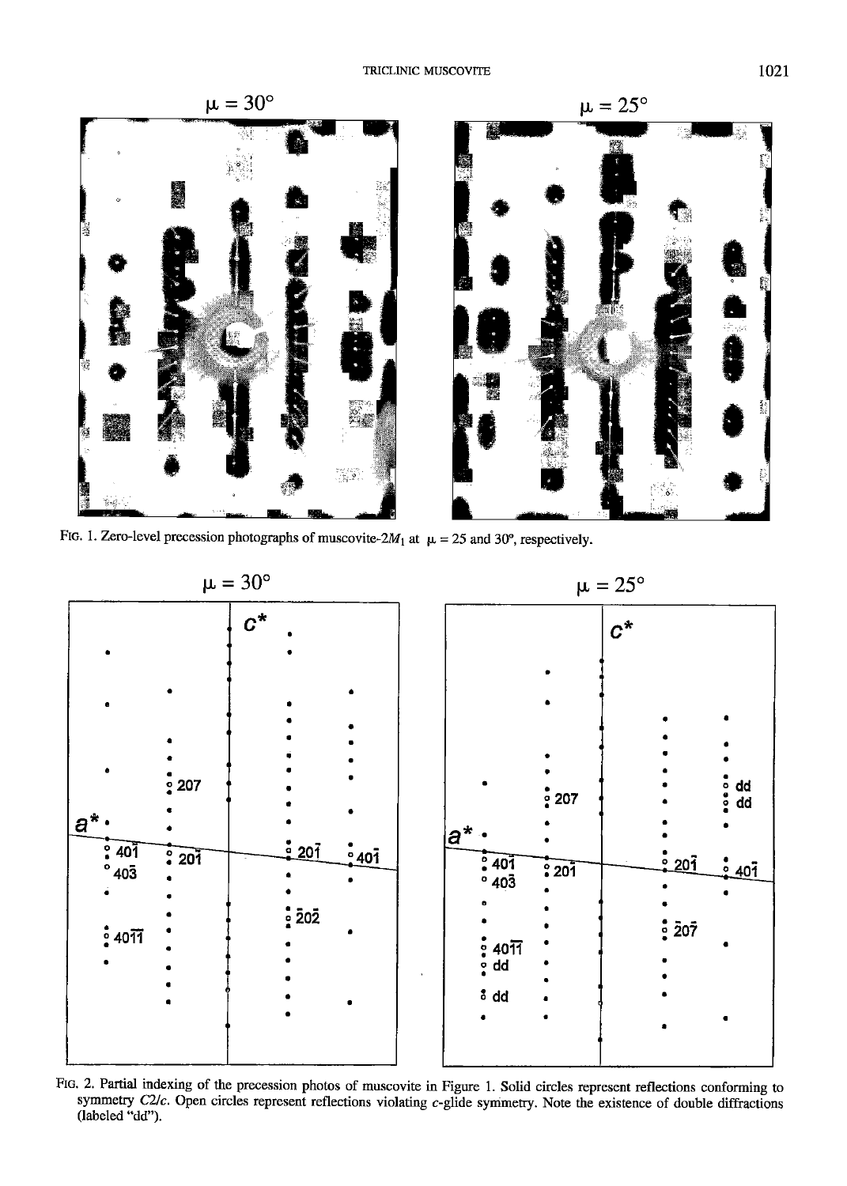FIG. 1. Zero-level precession photographs of muscovite-$2M_1$ at $\mu$ = 25 and 30°, respectively.

FIG. 2. Partial indexing of the precession photos of muscovite in Figure 1. Solid circles represent reflections conforming to symmetry $C2/c$. Open circles represent reflections violating $c$-glide symmetry. Note the existence of double diffractions (labeled "dd").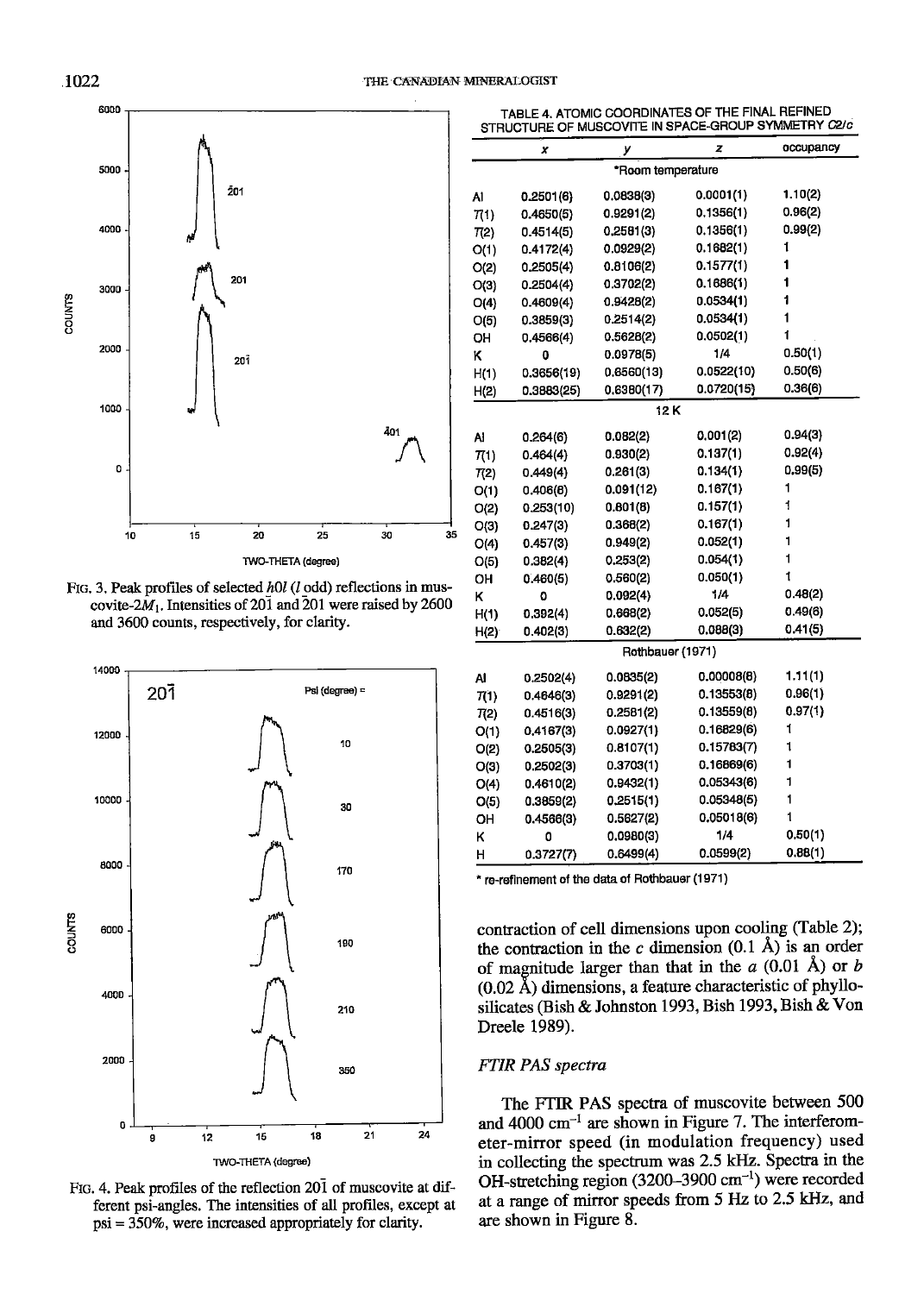FIG. 3. Peak profiles of selected $h0l$ ($l$ odd) reflections in muscovite-$2M_1$. Intensities of $20\bar{1}$ and $\bar{2}01$ were raised by 2600 and 3600 counts, respectively, for clarity.

FIG. 4. Peak profiles of the reflection $20\bar{1}$ of muscovite at different psi-angles. The intensities of all profiles, except at psi = 350%, were increased appropriately for clarity.

TABLE 4. ATOMIC COORDINATES OF THE FINAL REFINED STRUCTURE OF MUSCOVITE IN SPACE-GROUP SYMMETRY $C2/c$

| | $x$ | $y$ | $z$ | occupancy |
|---|---|---|---|---|
| | | *Room temperature | | |
| Al | 0.2501(6) | 0.0838(3) | 0.0001(1) | 1.10(2) |
| $T(1)$ | 0.4650(5) | 0.9291(2) | 0.1356(1) | 0.96(2) |
| $T(2)$ | 0.4514(5) | 0.2581(3) | 0.1356(1) | 0.99(2) |
| O(1) | 0.4172(4) | 0.0929(2) | 0.1682(1) | 1 |
| O(2) | 0.2505(4) | 0.8106(2) | 0.1577(1) | 1 |
| O(3) | 0.2504(4) | 0.3702(2) | 0.1686(1) | 1 |
| O(4) | 0.4609(4) | 0.9428(2) | 0.0534(1) | 1 |
| O(5) | 0.3859(3) | 0.2514(2) | 0.0534(1) | 1 |
| OH | 0.4566(4) | 0.5628(2) | 0.0502(1) | 1 |
| K | 0 | 0.0978(5) | 1/4 | 0.50(1) |
| H(1) | 0.3656(19) | 0.6560(13) | 0.0522(10) | 0.50(6) |
| H(2) | 0.3883(25) | 0.6380(17) | 0.0720(15) | 0.36(6) |
| | | 12 K | | |
| Al | 0.264(6) | 0.082(2) | 0.001(2) | 0.94(3) |
| $T(1)$ | 0.464(4) | 0.930(2) | 0.137(1) | 0.92(4) |
| $T(2)$ | 0.449(4) | 0.261(3) | 0.134(1) | 0.99(5) |
| O(1) | 0.406(6) | 0.091(12) | 0.167(1) | 1 |
| O(2) | 0.253(10) | 0.801(8) | 0.157(1) | 1 |
| O(3) | 0.247(3) | 0.368(2) | 0.167(1) | 1 |
| O(4) | 0.457(3) | 0.949(2) | 0.052(1) | 1 |
| O(5) | 0.382(4) | 0.253(2) | 0.054(1) | 1 |
| OH | 0.460(5) | 0.560(2) | 0.050(1) | 1 |
| K | 0 | 0.092(4) | 1/4 | 0.48(2) |
| H(1) | 0.392(4) | 0.668(2) | 0.052(5) | 0.49(6) |
| H(2) | 0.402(3) | 0.632(2) | 0.088(3) | 0.41(5) |
| | | Rothbauer (1971) | | |
| Al | 0.2502(4) | 0.0835(2) | 0.00008(6) | 1.11(1) |
| $T(1)$ | 0.4646(3) | 0.9291(2) | 0.13553(8) | 0.96(1) |
| $T(2)$ | 0.4516(3) | 0.2581(2) | 0.13559(8) | 0.97(1) |
| O(1) | 0.4167(3) | 0.0927(1) | 0.16829(6) | 1 |
| O(2) | 0.2505(3) | 0.8107(1) | 0.15763(7) | 1 |
| O(3) | 0.2502(3) | 0.3703(1) | 0.16869(6) | 1 |
| O(4) | 0.4610(2) | 0.9432(1) | 0.05343(6) | 1 |
| O(5) | 0.3859(2) | 0.2515(1) | 0.05348(5) | 1 |
| OH | 0.4566(3) | 0.5627(2) | 0.05018(6) | 1 |
| K | 0 | 0.0980(3) | 1/4 | 0.50(1) |
| H | 0.3727(7) | 0.6499(4) | 0.0599(2) | 0.88(1) |

\* re-refinement of the data of Rothbauer (1971)

contraction of cell dimensions upon cooling (Table 2); the contraction in the $c$ dimension (0.1 Å) is an order of magnitude larger than that in the $a$ (0.01 Å) or $b$ (0.02 Å) dimensions, a feature characteristic of phyllosilicates (Bish & Johnston 1993, Bish 1993, Bish & Von Dreele 1989).

### *FTIR PAS spectra*

The FTIR PAS spectra of muscovite between 500 and 4000 $cm^{-1}$ are shown in Figure 7. The interferometer-mirror speed (in modulation frequency) used in collecting the spectrum was 2.5 kHz. Spectra in the OH-stretching region (3200–3900 $cm^{-1}$) were recorded at a range of mirror speeds from 5 Hz to 2.5 kHz, and are shown in Figure 8.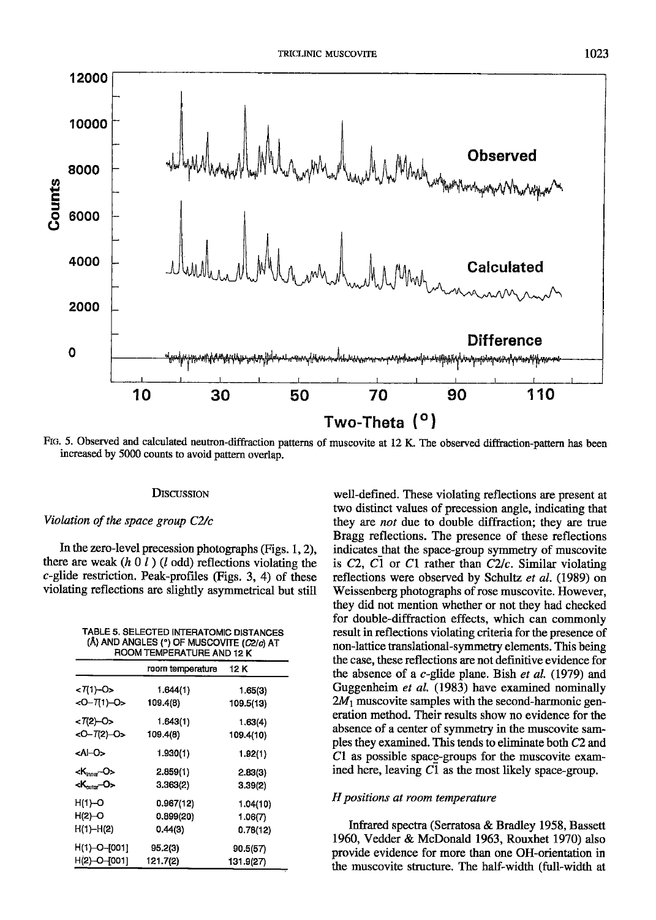FIG. 5. Observed and calculated neutron-diffraction patterns of muscovite at 12 K. The observed diffraction-pattern has been increased by 5000 counts to avoid pattern overlap.

## DISCUSSION

### *Violation of the space group C2/c*

In the zero-level precession photographs (Figs. 1, 2), there are weak ($h\ 0\ l$) ($l$ odd) reflections violating the $c$-glide restriction. Peak-profiles (Figs. 3, 4) of these violating reflections are slightly asymmetrical but still well-defined. These violating reflections are present at two distinct values of precession angle, indicating that they are *not* due to double diffraction; they are true Bragg reflections. The presence of these reflections indicates that the space-group symmetry of muscovite is $C2$, $C\bar{1}$ or $C1$ rather than $C2/c$. Similar violating reflections were observed by Schultz *et al.* (1989) on Weissenberg photographs of rose muscovite. However, they did not mention whether or not they had checked for double-diffraction effects, which can commonly result in reflections violating criteria for the presence of non-lattice translational-symmetry elements. This being the case, these reflections are not definitive evidence for the absence of a $c$-glide plane. Bish *et al.* (1979) and Guggenheim *et al.* (1983) have examined nominally $2M_1$ muscovite samples with the second-harmonic generation method. Their results show no evidence for the absence of a center of symmetry in the muscovite samples they examined. This tends to eliminate both $C2$ and $C1$ as possible space-groups for the muscovite examined here, leaving $C\bar{1}$ as the most likely space-group.

TABLE 5. SELECTED INTERATOMIC DISTANCES (Å) AND ANGLES (°) OF MUSCOVITE ($C2/c$) AT ROOM TEMPERATURE AND 12 K

| | room temperature | 12 K |
|---|---|---|
| <T(1)–O> | 1.644(1) | 1.65(3) |
| <O–T(1)–O> | 109.4(8) | 109.5(13) |
| <T(2)–O> | 1.643(1) | 1.63(4) |
| <O–T(2)–O> | 109.4(8) | 109.4(10) |
| <Al–O> | 1.930(1) | 1.92(1) |
| <$K_{inner}$–O> | 2.859(1) | 2.83(3) |
| <$K_{outer}$–O> | 3.363(2) | 3.39(2) |
| H(1)–O | 0.967(12) | 1.04(10) |
| H(2)–O | 0.899(20) | 1.06(7) |
| H(1)–H(2) | 0.44(3) | 0.78(12) |
| H(1)–O–[001] | 95.2(3) | 90.5(57) |
| H(2)–O–[001] | 121.7(2) | 131.9(27) |

### *H positions at room temperature*

Infrared spectra (Serratosa & Bradley 1958, Bassett 1960, Vedder & McDonald 1963, Rouxhet 1970) also provide evidence for more than one OH-orientation in the muscovite structure. The half-width (full-width at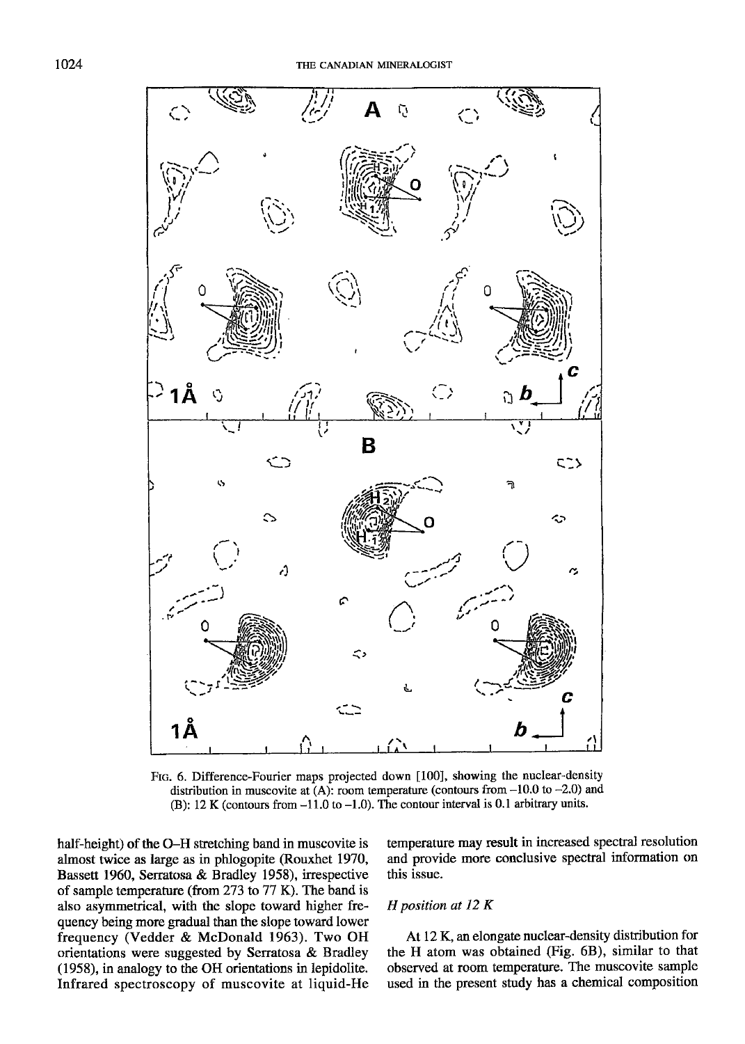FIG. 6. Difference-Fourier maps projected down [100], showing the nuclear-density distribution in muscovite at (A): room temperature (contours from −10.0 to −2.0) and (B): 12 K (contours from −11.0 to −1.0). The contour interval is 0.1 arbitrary units.

half-height) of the O–H stretching band in muscovite is almost twice as large as in phlogopite (Rouxhet 1970, Bassett 1960, Serratosa & Bradley 1958), irrespective of sample temperature (from 273 to 77 K). The band is also asymmetrical, with the slope toward higher frequency being more gradual than the slope toward lower frequency (Vedder & McDonald 1963). Two OH orientations were suggested by Serratosa & Bradley (1958), in analogy to the OH orientations in lepidolite. Infrared spectroscopy of muscovite at liquid-He temperature may result in increased spectral resolution and provide more conclusive spectral information on this issue.

### *H position at 12 K*

At 12 K, an elongate nuclear-density distribution for the H atom was obtained (Fig. 6B), similar to that observed at room temperature. The muscovite sample used in the present study has a chemical composition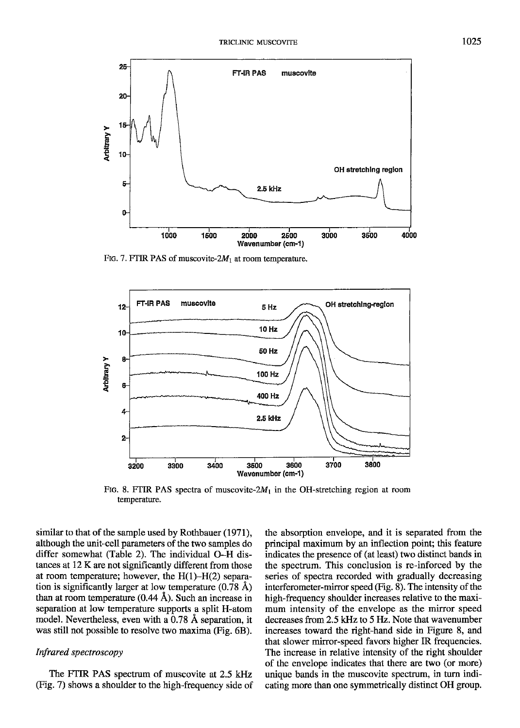FIG. 7. FTIR PAS of muscovite-$2M_1$ at room temperature.

FIG. 8. FTIR PAS spectra of muscovite-$2M_1$ in the OH-stretching region at room temperature.

similar to that of the sample used by Rothbauer (1971), although the unit-cell parameters of the two samples do differ somewhat (Table 2). The individual O–H distances at 12 K are not significantly different from those at room temperature; however, the H(1)–H(2) separation is significantly larger at low temperature (0.78 Å) than at room temperature (0.44 Å). Such an increase in separation at low temperature supports a split H-atom model. Nevertheless, even with a 0.78 Å separation, it was still not possible to resolve two maxima (Fig. 6B).

### *Infrared spectroscopy*

The FTIR PAS spectrum of muscovite at 2.5 kHz (Fig. 7) shows a shoulder to the high-frequency side of the absorption envelope, and it is separated from the principal maximum by an inflection point; this feature indicates the presence of (at least) two distinct bands in the spectrum. This conclusion is re-inforced by the series of spectra recorded with gradually decreasing interferometer-mirror speed (Fig. 8). The intensity of the high-frequency shoulder increases relative to the maximum intensity of the envelope as the mirror speed decreases from 2.5 kHz to 5 Hz. Note that wavenumber increases toward the right-hand side in Figure 8, and that slower mirror-speed favors higher IR frequencies. The increase in relative intensity of the right shoulder of the envelope indicates that there are two (or more) unique bands in the muscovite spectrum, in turn indicating more than one symmetrically distinct OH group.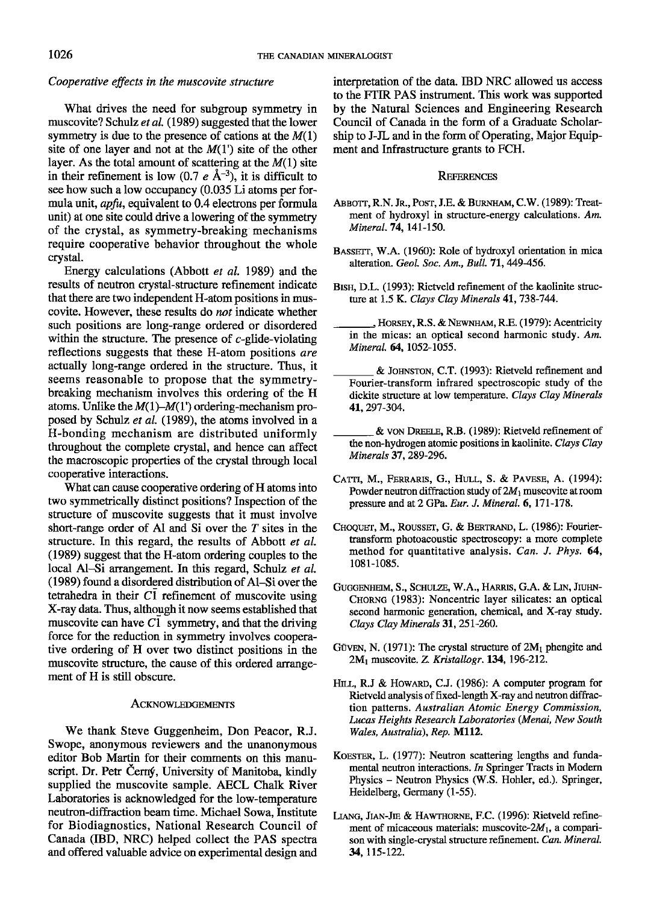### *Cooperative effects in the muscovite structure*

What drives the need for subgroup symmetry in muscovite? Schulz *et al.* (1989) suggested that the lower symmetry is due to the presence of cations at the *M*(1) site of one layer and not at the *M*(1') site of the other layer. As the total amount of scattering at the *M*(1) site in their refinement is low (0.7 *e* $Å^{-3}$), it is difficult to see how such a low occupancy (0.035 Li atoms per formula unit, *apfu*, equivalent to 0.4 electrons per formula unit) at one site could drive a lowering of the symmetry of the crystal, as symmetry-breaking mechanisms require cooperative behavior throughout the whole crystal.

Energy calculations (Abbott *et al.* 1989) and the results of neutron crystal-structure refinement indicate that there are two independent H-atom positions in muscovite. However, these results do *not* indicate whether such positions are long-range ordered or disordered within the structure. The presence of *c*-glide-violating reflections suggests that these H-atom positions *are* actually long-range ordered in the structure. Thus, it seems reasonable to propose that the symmetry-breaking mechanism involves this ordering of the H atoms. Unlike the *M*(1)–*M*(1') ordering-mechanism proposed by Schulz *et al.* (1989), the atoms involved in a H-bonding mechanism are distributed uniformly throughout the complete crystal, and hence can affect the macroscopic properties of the crystal through local cooperative interactions.

What can cause cooperative ordering of H atoms into two symmetrically distinct positions? Inspection of the structure of muscovite suggests that it must involve short-range order of Al and Si over the *T* sites in the structure. In this regard, the results of Abbott *et al.* (1989) suggest that the H-atom ordering couples to the local Al–Si arrangement. In this regard, Schulz *et al.* (1989) found a disordered distribution of Al–Si over the tetrahedra in their $C\bar{1}$ refinement of muscovite using X-ray data. Thus, although it now seems established that muscovite can have $C\bar{1}$ symmetry, and that the driving force for the reduction in symmetry involves cooperative ordering of H over two distinct positions in the muscovite structure, the cause of this ordered arrangement of H is still obscure.

## Acknowledgements

We thank Steve Guggenheim, Don Peacor, R.J. Swope, anonymous reviewers and the unanonymous editor Bob Martin for their comments on this manuscript. Dr. Petr Černý, University of Manitoba, kindly supplied the muscovite sample. AECL Chalk River Laboratories is acknowledged for the low-temperature neutron-diffraction beam time. Michael Sowa, Institute for Biodiagnostics, National Research Council of Canada (IBD, NRC) helped collect the PAS spectra and offered valuable advice on experimental design and interpretation of the data. IBD NRC allowed us access to the FTIR PAS instrument. This work was supported by the Natural Sciences and Engineering Research Council of Canada in the form of a Graduate Scholarship to J-JL and in the form of Operating, Major Equipment and Infrastructure grants to FCH.

## References

Abbott, R.N. Jr., Post, J.E. & Burnham, C.W. (1989): Treatment of hydroxyl in structure-energy calculations. *Am. Mineral.* **74**, 141-150.

Bassett, W.A. (1960): Role of hydroxyl orientation in mica alteration. *Geol. Soc. Am., Bull.* **71**, 449-456.

Bish, D.L. (1993): Rietveld refinement of the kaolinite structure at 1.5 K. *Clays Clay Minerals* **41**, 738-744.

________, Horsey, R.S. & Newnham, R.E. (1979): Acentricity in the micas: an optical second harmonic study. *Am. Mineral.* **64**, 1052-1055.

________ & Johnston, C.T. (1993): Rietveld refinement and Fourier-transform infrared spectroscopic study of the dickite structure at low temperature. *Clays Clay Minerals* **41**, 297-304.

________ & von Dreele, R.B. (1989): Rietveld refinement of the non-hydrogen atomic positions in kaolinite. *Clays Clay Minerals* **37**, 289-296.

Catti, M., Ferraris, G., Hull, S. & Pavese, A. (1994): Powder neutron diffraction study of $2M_1$ muscovite at room pressure and at 2 GPa. *Eur. J. Mineral.* **6**, 171-178.

Choquet, M., Rousset, G. & Bertrand, L. (1986): Fourier-transform photoacoustic spectroscopy: a more complete method for quantitative analysis. *Can. J. Phys.* **64**, 1081-1085.

Guggenheim, S., Schulze, W.A., Harris, G.A. & Lin, Jiuhn-Chorng (1983): Noncentric layer silicates: an optical second harmonic generation, chemical, and X-ray study. *Clays Clay Minerals* **31**, 251-260.

Güven, N. (1971): The crystal structure of $2M_1$ phengite and $2M_1$ muscovite. *Z. Kristallogr.* **134**, 196-212.

Hill, R.J & Howard, C.J. (1986): A computer program for Rietveld analysis of fixed-length X-ray and neutron diffraction patterns. *Australian Atomic Energy Commission, Lucas Heights Research Laboratories (Menai, New South Wales, Australia), Rep.* **M112.**

Koester, L. (1977): Neutron scattering lengths and fundamental neutron interactions. *In* Springer Tracts in Modern Physics – Neutron Physics (W.S. Hohler, ed.). Springer, Heidelberg, Germany (1-55).

Liang, Jian-Jie & Hawthorne, F.C. (1996): Rietveld refinement of micaceous materials: muscovite-$2M_1$, a comparison with single-crystal structure refinement. *Can. Mineral.* **34**, 115-122.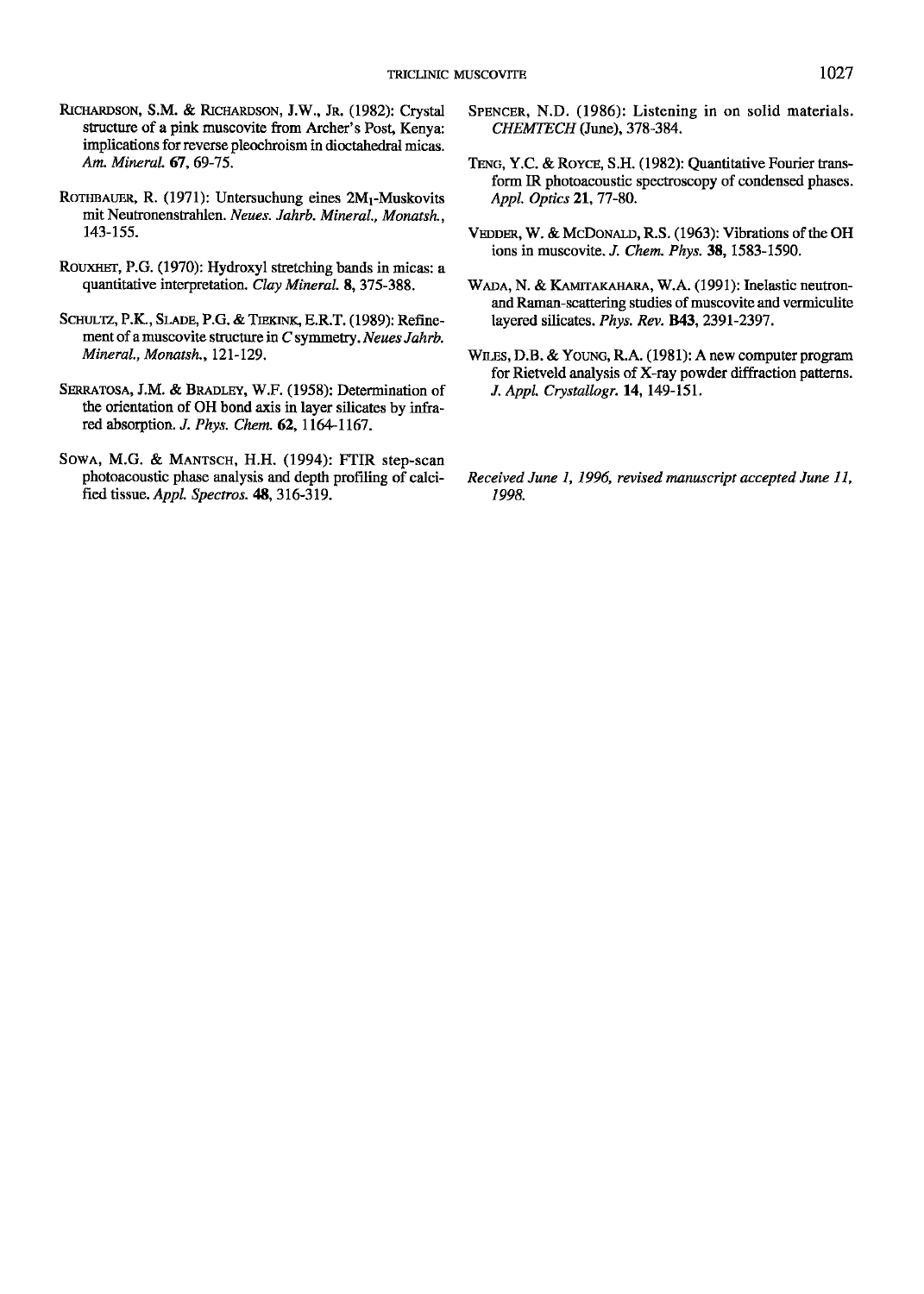RICHARDSON, S.M. & RICHARDSON, J.W., JR. (1982): Crystal structure of a pink muscovite from Archer's Post, Kenya: implications for reverse pleochroism in dioctahedral micas. *Am. Mineral.* **67**, 69-75.

ROTHBAUER, R. (1971): Untersuchung eines $2M_1$-Muskovits mit Neutronenstrahlen. *Neues. Jahrb. Mineral., Monatsh.*, 143-155.

ROUXHET, P.G. (1970): Hydroxyl stretching bands in micas: a quantitative interpretation. *Clay Mineral.* **8**, 375-388.

SCHULTZ, P.K., SLADE, P.G. & TIEKINK, E.R.T. (1989): Refinement of a muscovite structure in *C* symmetry. *Neues Jahrb. Mineral., Monatsh.*, 121-129.

SERRATOSA, J.M. & BRADLEY, W.F. (1958): Determination of the orientation of OH bond axis in layer silicates by infrared absorption. *J. Phys. Chem.* **62**, 1164-1167.

SOWA, M.G. & MANTSCH, H.H. (1994): FTIR step-scan photoacoustic phase analysis and depth profiling of calcified tissue. *Appl. Spectros.* **48**, 316-319.

SPENCER, N.D. (1986): Listening in on solid materials. *CHEMTECH* (June), 378-384.

TENG, Y.C. & ROYCE, S.H. (1982): Quantitative Fourier transform IR photoacoustic spectroscopy of condensed phases. *Appl. Optics* **21**, 77-80.

VEDDER, W. & MCDONALD, R.S. (1963): Vibrations of the OH ions in muscovite. *J. Chem. Phys.* **38**, 1583-1590.

WADA, N. & KAMITAKAHARA, W.A. (1991): Inelastic neutron- and Raman-scattering studies of muscovite and vermiculite layered silicates. *Phys. Rev.* **B43**, 2391-2397.

WILES, D.B. & YOUNG, R.A. (1981): A new computer program for Rietveld analysis of X-ray powder diffraction patterns. *J. Appl. Crystallogr.* **14**, 149-151.

*Received June 1, 1996, revised manuscript accepted June 11, 1998.*